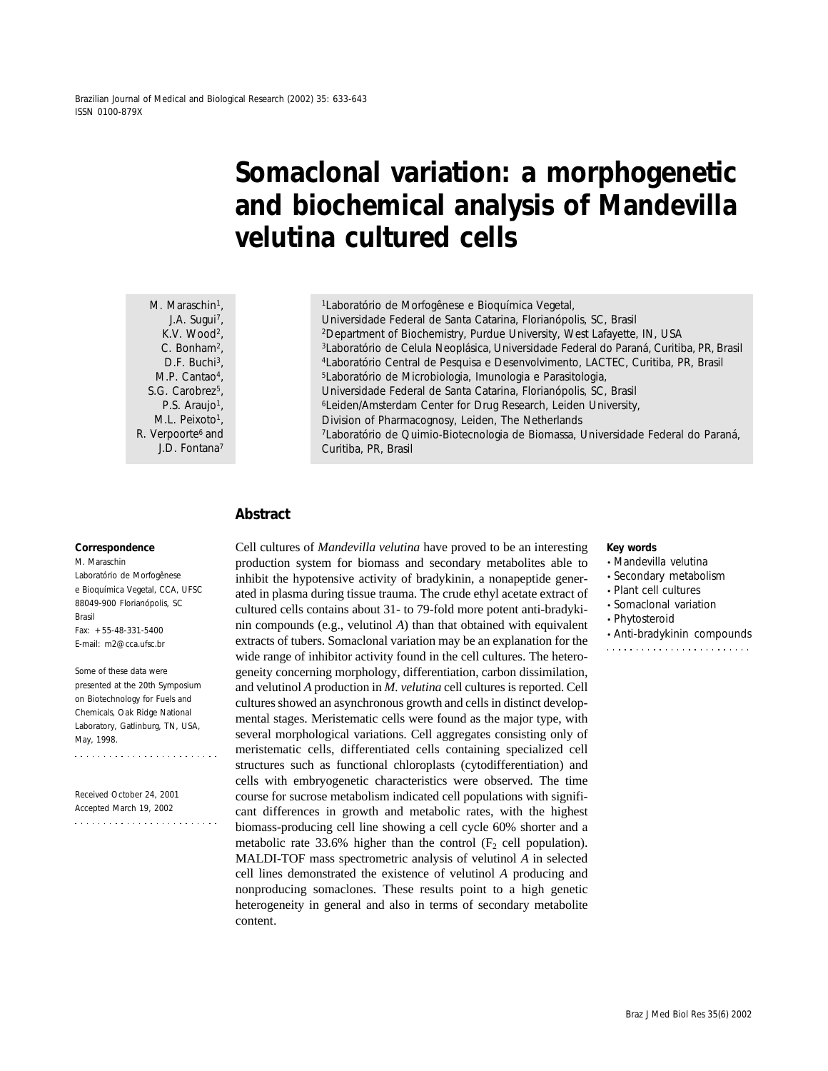# Somaclonal variation: a morphogenetic and biochemical analysis of Mandevilla velutina cultured cells

M. Maraschin[1], J.A. Sugui[7], K.V. Wood[2], C. Bonham[2], D.F. Buchi[3], M.P. Cantao[4], S.G. Carobrez[5], P.S. Araujo[1], M.L. Peixoto[1], R. Verpoorte[6] and J.D. Fontana[7]

[1]Laboratório de Morfogênese e Bioquímica Vegetal, Universidade Federal de Santa Catarina, Florianópolis, SC, Brasil
[2]Department of Biochemistry, Purdue University, West Lafayette, IN, USA
[3]Laboratório de Celula Neoplásica, Universidade Federal do Paraná, Curitiba, PR, Brasil
[4]Laboratório Central de Pesquisa e Desenvolvimento, LACTEC, Curitiba, PR, Brasil
[5]Laboratório de Microbiologia, Imunologia e Parasitologia, Universidade Federal de Santa Catarina, Florianópolis, SC, Brasil
[6]Leiden/Amsterdam Center for Drug Research, Leiden University, Division of Pharmacognosy, Leiden, The Netherlands
[7]Laboratório de Quimio-Biotecnologia de Biomassa, Universidade Federal do Paraná, Curitiba, PR, Brasil

## Abstract

Cell cultures of *Mandevilla velutina* have proved to be an interesting production system for biomass and secondary metabolites able to inhibit the hypotensive activity of bradykinin, a nonapeptide generated in plasma during tissue trauma. The crude ethyl acetate extract of cultured cells contains about 31- to 79-fold more potent anti-bradykinin compounds (e.g., velutinol *A*) than that obtained with equivalent extracts of tubers. Somaclonal variation may be an explanation for the wide range of inhibitor activity found in the cell cultures. The heterogeneity concerning morphology, differentiation, carbon dissimilation, and velutinol *A* production in *M. velutina* cell cultures is reported. Cell cultures showed an asynchronous growth and cells in distinct developmental stages. Meristematic cells were found as the major type, with several morphological variations. Cell aggregates consisting only of meristematic cells, differentiated cells containing specialized cell structures such as functional chloroplasts (cytodifferentiation) and cells with embryogenetic characteristics were observed. The time course for sucrose metabolism indicated cell populations with significant differences in growth and metabolic rates, with the highest biomass-producing cell line showing a cell cycle 60% shorter and a metabolic rate 33.6% higher than the control ($F_2$ cell population). MALDI-TOF mass spectrometric analysis of velutinol *A* in selected cell lines demonstrated the existence of velutinol *A* producing and nonproducing somaclones. These results point to a high genetic heterogeneity in general and also in terms of secondary metabolite content.

**Key words**
- Mandevilla velutina
- Secondary metabolism
- Plant cell cultures
- Somaclonal variation
- Phytosteroid
- Anti-bradykinin compounds

**Correspondence**
M. Maraschin
Laboratório de Morfogênese e Bioquímica Vegetal, CCA, UFSC
88049-900 Florianópolis, SC
Brasil
Fax: +55-48-331-5400
E-mail: m2@cca.ufsc.br

Some of these data were presented at the 20th Symposium on Biotechnology for Fuels and Chemicals, Oak Ridge National Laboratory, Gatlinburg, TN, USA, May, 1998.

Received October 24, 2001
Accepted March 19, 2002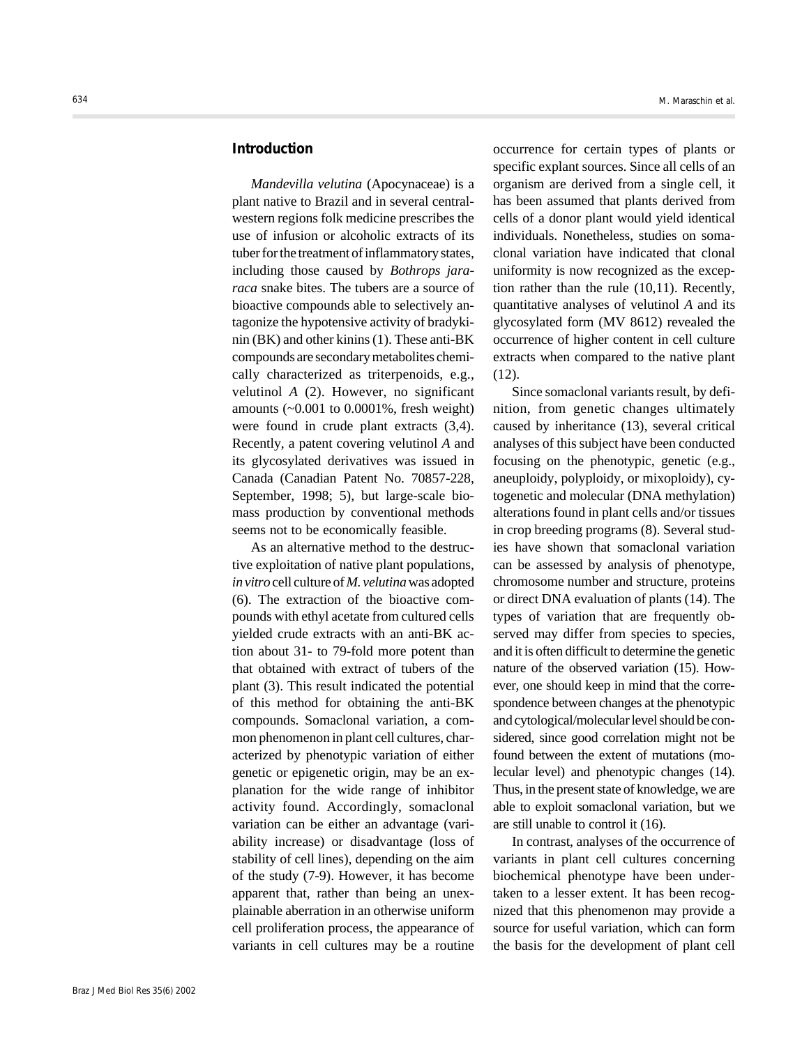## Introduction

*Mandevilla velutina* (Apocynaceae) is a plant native to Brazil and in several central-western regions folk medicine prescribes the use of infusion or alcoholic extracts of its tuber for the treatment of inflammatory states, including those caused by *Bothrops jararaca* snake bites. The tubers are a source of bioactive compounds able to selectively antagonize the hypotensive activity of bradykinin (BK) and other kinins (1). These anti-BK compounds are secondary metabolites chemically characterized as triterpenoids, e.g., velutinol *A* (2). However, no significant amounts (~0.001 to 0.0001%, fresh weight) were found in crude plant extracts (3,4). Recently, a patent covering velutinol *A* and its glycosylated derivatives was issued in Canada (Canadian Patent No. 70857-228, September, 1998; 5), but large-scale biomass production by conventional methods seems not to be economically feasible.

As an alternative method to the destructive exploitation of native plant populations, *in vitro* cell culture of *M. velutina* was adopted (6). The extraction of the bioactive compounds with ethyl acetate from cultured cells yielded crude extracts with an anti-BK action about 31- to 79-fold more potent than that obtained with extract of tubers of the plant (3). This result indicated the potential of this method for obtaining the anti-BK compounds. Somaclonal variation, a common phenomenon in plant cell cultures, characterized by phenotypic variation of either genetic or epigenetic origin, may be an explanation for the wide range of inhibitor activity found. Accordingly, somaclonal variation can be either an advantage (variability increase) or disadvantage (loss of stability of cell lines), depending on the aim of the study (7-9). However, it has become apparent that, rather than being an unexplainable aberration in an otherwise uniform cell proliferation process, the appearance of variants in cell cultures may be a routine occurrence for certain types of plants or specific explant sources. Since all cells of an organism are derived from a single cell, it has been assumed that plants derived from cells of a donor plant would yield identical individuals. Nonetheless, studies on somaclonal variation have indicated that clonal uniformity is now recognized as the exception rather than the rule (10,11). Recently, quantitative analyses of velutinol *A* and its glycosylated form (MV 8612) revealed the occurrence of higher content in cell culture extracts when compared to the native plant (12).

Since somaclonal variants result, by definition, from genetic changes ultimately caused by inheritance (13), several critical analyses of this subject have been conducted focusing on the phenotypic, genetic (e.g., aneuploidy, polyploidy, or mixoploidy), cytogenetic and molecular (DNA methylation) alterations found in plant cells and/or tissues in crop breeding programs (8). Several studies have shown that somaclonal variation can be assessed by analysis of phenotype, chromosome number and structure, proteins or direct DNA evaluation of plants (14). The types of variation that are frequently observed may differ from species to species, and it is often difficult to determine the genetic nature of the observed variation (15). However, one should keep in mind that the correspondence between changes at the phenotypic and cytological/molecular level should be considered, since good correlation might not be found between the extent of mutations (molecular level) and phenotypic changes (14). Thus, in the present state of knowledge, we are able to exploit somaclonal variation, but we are still unable to control it (16).

In contrast, analyses of the occurrence of variants in plant cell cultures concerning biochemical phenotype have been undertaken to a lesser extent. It has been recognized that this phenomenon may provide a source for useful variation, which can form the basis for the development of plant cell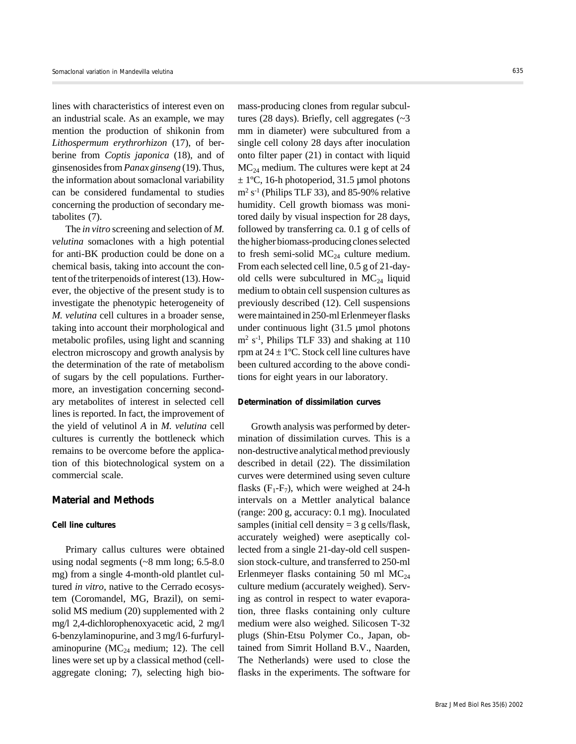lines with characteristics of interest even on an industrial scale. As an example, we may mention the production of shikonin from *Lithospermum erythrorhizon* (17), of berberine from *Coptis japonica* (18), and of ginsenosides from *Panax ginseng* (19). Thus, the information about somaclonal variability can be considered fundamental to studies concerning the production of secondary metabolites (7).

The *in vitro* screening and selection of *M. velutina* somaclones with a high potential for anti-BK production could be done on a chemical basis, taking into account the content of the triterpenoids of interest (13). However, the objective of the present study is to investigate the phenotypic heterogeneity of *M. velutina* cell cultures in a broader sense, taking into account their morphological and metabolic profiles, using light and scanning electron microscopy and growth analysis by the determination of the rate of metabolism of sugars by the cell populations. Furthermore, an investigation concerning secondary metabolites of interest in selected cell lines is reported. In fact, the improvement of the yield of velutinol *A* in *M. velutina* cell cultures is currently the bottleneck which remains to be overcome before the application of this biotechnological system on a commercial scale.

## Material and Methods

### Cell line cultures

Primary callus cultures were obtained using nodal segments (~8 mm long; 6.5-8.0 mg) from a single 4-month-old plantlet cultured *in vitro*, native to the Cerrado ecosystem (Coromandel, MG, Brazil), on semi-solid MS medium (20) supplemented with 2 mg/l 2,4-dichlorophenoxyacetic acid, 2 mg/l 6-benzylaminopurine, and 3 mg/l 6-furfurylaminopurine ($MC_{24}$ medium; 12). The cell lines were set up by a classical method (cell-aggregate cloning; 7), selecting high biomass-producing clones from regular subcultures (28 days). Briefly, cell aggregates (~3 mm in diameter) were subcultured from a single cell colony 28 days after inoculation onto filter paper (21) in contact with liquid $MC_{24}$ medium. The cultures were kept at 24 ± 1ºC, 16-h photoperiod, 31.5 µmol photons $m^2$ $s^{-1}$ (Philips TLF 33), and 85-90% relative humidity. Cell growth biomass was monitored daily by visual inspection for 28 days, followed by transferring ca. 0.1 g of cells of the higher biomass-producing clones selected to fresh semi-solid $MC_{24}$ culture medium. From each selected cell line, 0.5 g of 21-day-old cells were subcultured in $MC_{24}$ liquid medium to obtain cell suspension cultures as previously described (12). Cell suspensions were maintained in 250-ml Erlenmeyer flasks under continuous light (31.5 µmol photons $m^2$ $s^{-1}$, Philips TLF 33) and shaking at 110 rpm at 24 ± 1ºC. Stock cell line cultures have been cultured according to the above conditions for eight years in our laboratory.

### Determination of dissimilation curves

Growth analysis was performed by determination of dissimilation curves. This is a non-destructive analytical method previously described in detail (22). The dissimilation curves were determined using seven culture flasks ($F_1$-$F_7$), which were weighed at 24-h intervals on a Mettler analytical balance (range: 200 g, accuracy: 0.1 mg). Inoculated samples (initial cell density = 3 g cells/flask, accurately weighed) were aseptically collected from a single 21-day-old cell suspension stock-culture, and transferred to 250-ml Erlenmeyer flasks containing 50 ml $MC_{24}$ culture medium (accurately weighed). Serving as control in respect to water evaporation, three flasks containing only culture medium were also weighed. Silicosen T-32 plugs (Shin-Etsu Polymer Co., Japan, obtained from Simrit Holland B.V., Naarden, The Netherlands) were used to close the flasks in the experiments. The software for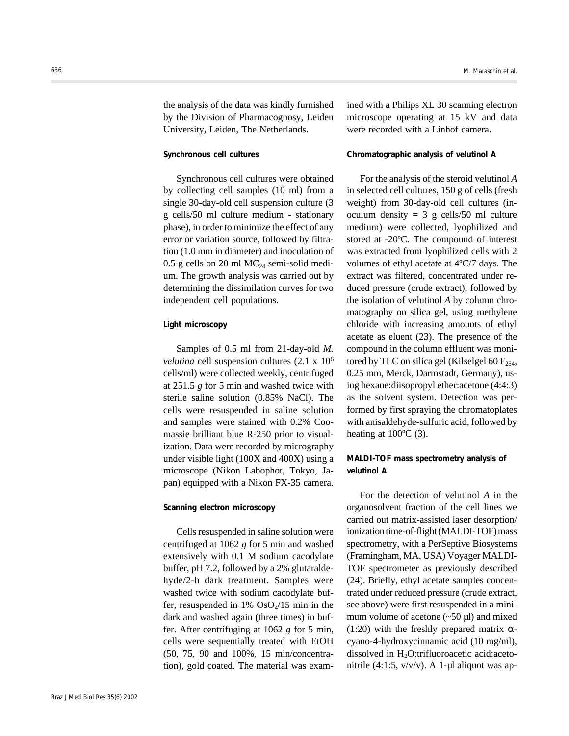the analysis of the data was kindly furnished by the Division of Pharmacognosy, Leiden University, Leiden, The Netherlands.

### Synchronous cell cultures

Synchronous cell cultures were obtained by collecting cell samples (10 ml) from a single 30-day-old cell suspension culture (3 g cells/50 ml culture medium - stationary phase), in order to minimize the effect of any error or variation source, followed by filtration (1.0 mm in diameter) and inoculation of 0.5 g cells on 20 ml $MC_{24}$ semi-solid medium. The growth analysis was carried out by determining the dissimilation curves for two independent cell populations.

### Light microscopy

Samples of 0.5 ml from 21-day-old *M. velutina* cell suspension cultures ($2.1 \times 10^6$ cells/ml) were collected weekly, centrifuged at 251.5 *g* for 5 min and washed twice with sterile saline solution (0.85% NaCl). The cells were resuspended in saline solution and samples were stained with 0.2% Coomassie brilliant blue R-250 prior to visualization. Data were recorded by micrography under visible light (100X and 400X) using a microscope (Nikon Labophot, Tokyo, Japan) equipped with a Nikon FX-35 camera.

### Scanning electron microscopy

Cells resuspended in saline solution were centrifuged at 1062 *g* for 5 min and washed extensively with 0.1 M sodium cacodylate buffer, pH 7.2, followed by a 2% glutaraldehyde/2-h dark treatment. Samples were washed twice with sodium cacodylate buffer, resuspended in 1% $OsO_4$/15 min in the dark and washed again (three times) in buffer. After centrifuging at 1062 *g* for 5 min, cells were sequentially treated with EtOH (50, 75, 90 and 100%, 15 min/concentration), gold coated. The material was examined with a Philips XL 30 scanning electron microscope operating at 15 kV and data were recorded with a Linhof camera.

### Chromatographic analysis of velutinol A

For the analysis of the steroid velutinol *A* in selected cell cultures, 150 g of cells (fresh weight) from 30-day-old cell cultures (inoculum density = 3 g cells/50 ml culture medium) were collected, lyophilized and stored at -20ºC. The compound of interest was extracted from lyophilized cells with 2 volumes of ethyl acetate at 4ºC/7 days. The extract was filtered, concentrated under reduced pressure (crude extract), followed by the isolation of velutinol *A* by column chromatography on silica gel, using methylene chloride with increasing amounts of ethyl acetate as eluent (23). The presence of the compound in the column effluent was monitored by TLC on silica gel (Kilselgel 60 $F_{254}$, 0.25 mm, Merck, Darmstadt, Germany), using hexane:diisopropyl ether:acetone (4:4:3) as the solvent system. Detection was performed by first spraying the chromatoplates with anisaldehyde-sulfuric acid, followed by heating at 100ºC (3).

### MALDI-TOF mass spectrometry analysis of velutinol A

For the detection of velutinol *A* in the organosolvent fraction of the cell lines we carried out matrix-assisted laser desorption/ionization time-of-flight (MALDI-TOF) mass spectrometry, with a PerSeptive Biosystems (Framingham, MA, USA) Voyager MALDI-TOF spectrometer as previously described (24). Briefly, ethyl acetate samples concentrated under reduced pressure (crude extract, see above) were first resuspended in a minimum volume of acetone (~50 µl) and mixed (1:20) with the freshly prepared matrix α-cyano-4-hydroxycinnamic acid (10 mg/ml), dissolved in $H_2O$:trifluoroacetic acid:acetonitrile (4:1:5, v/v/v). A 1-µl aliquot was ap-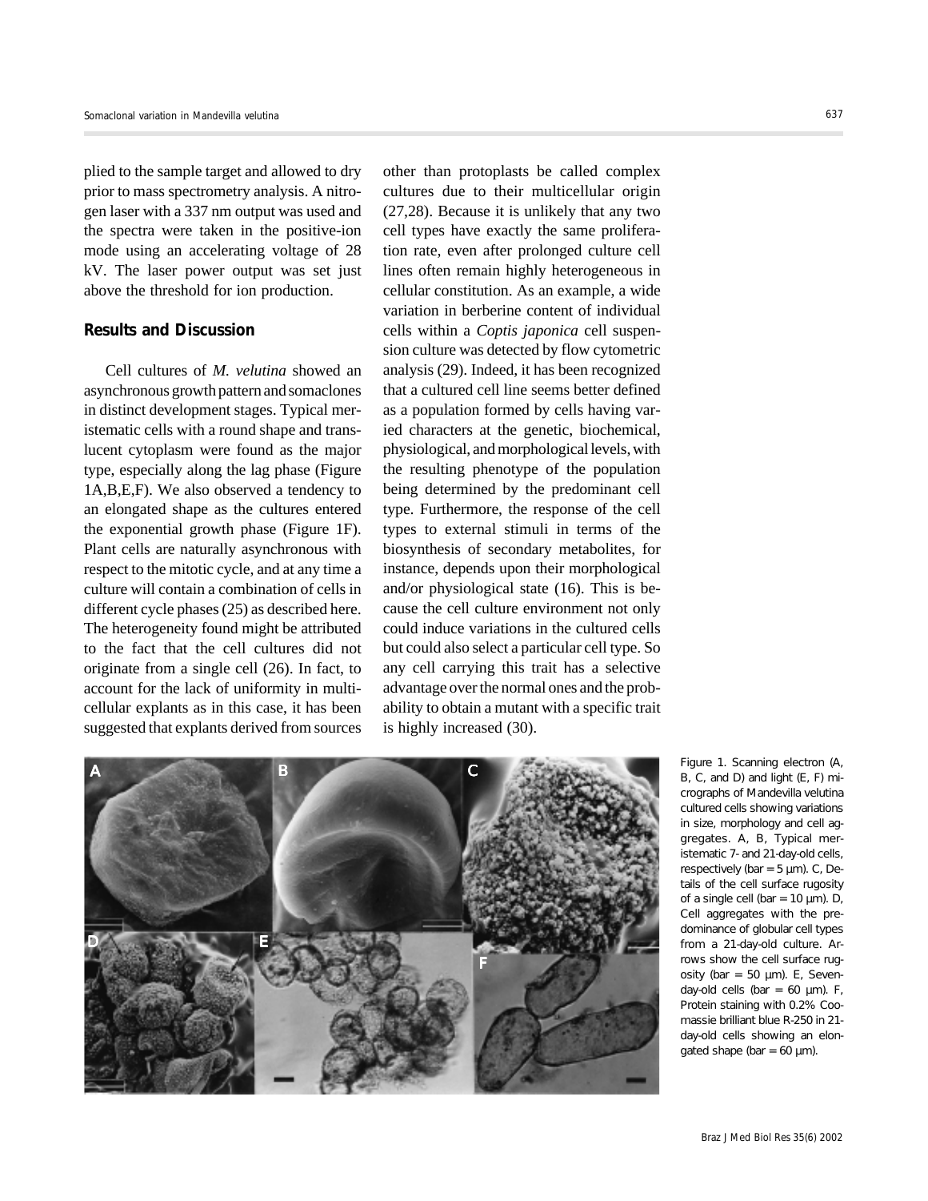plied to the sample target and allowed to dry prior to mass spectrometry analysis. A nitrogen laser with a 337 nm output was used and the spectra were taken in the positive-ion mode using an accelerating voltage of 28 kV. The laser power output was set just above the threshold for ion production.

## Results and Discussion

Cell cultures of *M. velutina* showed an asynchronous growth pattern and somaclones in distinct development stages. Typical meristematic cells with a round shape and translucent cytoplasm were found as the major type, especially along the lag phase (Figure 1A,B,E,F). We also observed a tendency to an elongated shape as the cultures entered the exponential growth phase (Figure 1F). Plant cells are naturally asynchronous with respect to the mitotic cycle, and at any time a culture will contain a combination of cells in different cycle phases (25) as described here. The heterogeneity found might be attributed to the fact that the cell cultures did not originate from a single cell (26). In fact, to account for the lack of uniformity in multicellular explants as in this case, it has been suggested that explants derived from sources other than protoplasts be called complex cultures due to their multicellular origin (27,28). Because it is unlikely that any two cell types have exactly the same proliferation rate, even after prolonged culture cell lines often remain highly heterogeneous in cellular constitution. As an example, a wide variation in berberine content of individual cells within a *Coptis japonica* cell suspension culture was detected by flow cytometric analysis (29). Indeed, it has been recognized that a cultured cell line seems better defined as a population formed by cells having varied characters at the genetic, biochemical, physiological, and morphological levels, with the resulting phenotype of the population being determined by the predominant cell type. Furthermore, the response of the cell types to external stimuli in terms of the biosynthesis of secondary metabolites, for instance, depends upon their morphological and/or physiological state (16). This is because the cell culture environment not only could induce variations in the cultured cells but could also select a particular cell type. So any cell carrying this trait has a selective advantage over the normal ones and the probability to obtain a mutant with a specific trait is highly increased (30).

Figure 1. Scanning electron (A, B, C, and D) and light (E, F) micrographs of Mandevilla velutina cultured cells showing variations in size, morphology and cell aggregates. A, B, Typical meristematic 7- and 21-day-old cells, respectively (bar = 5 µm). C, Details of the cell surface rugosity of a single cell (bar = 10 µm). D, Cell aggregates with the predominance of globular cell types from a 21-day-old culture. Arrows show the cell surface rugosity (bar = 50 µm). E, Seven-day-old cells (bar = 60 µm). F, Protein staining with 0.2% Coomassie brilliant blue R-250 in 21-day-old cells showing an elongated shape (bar = 60 µm).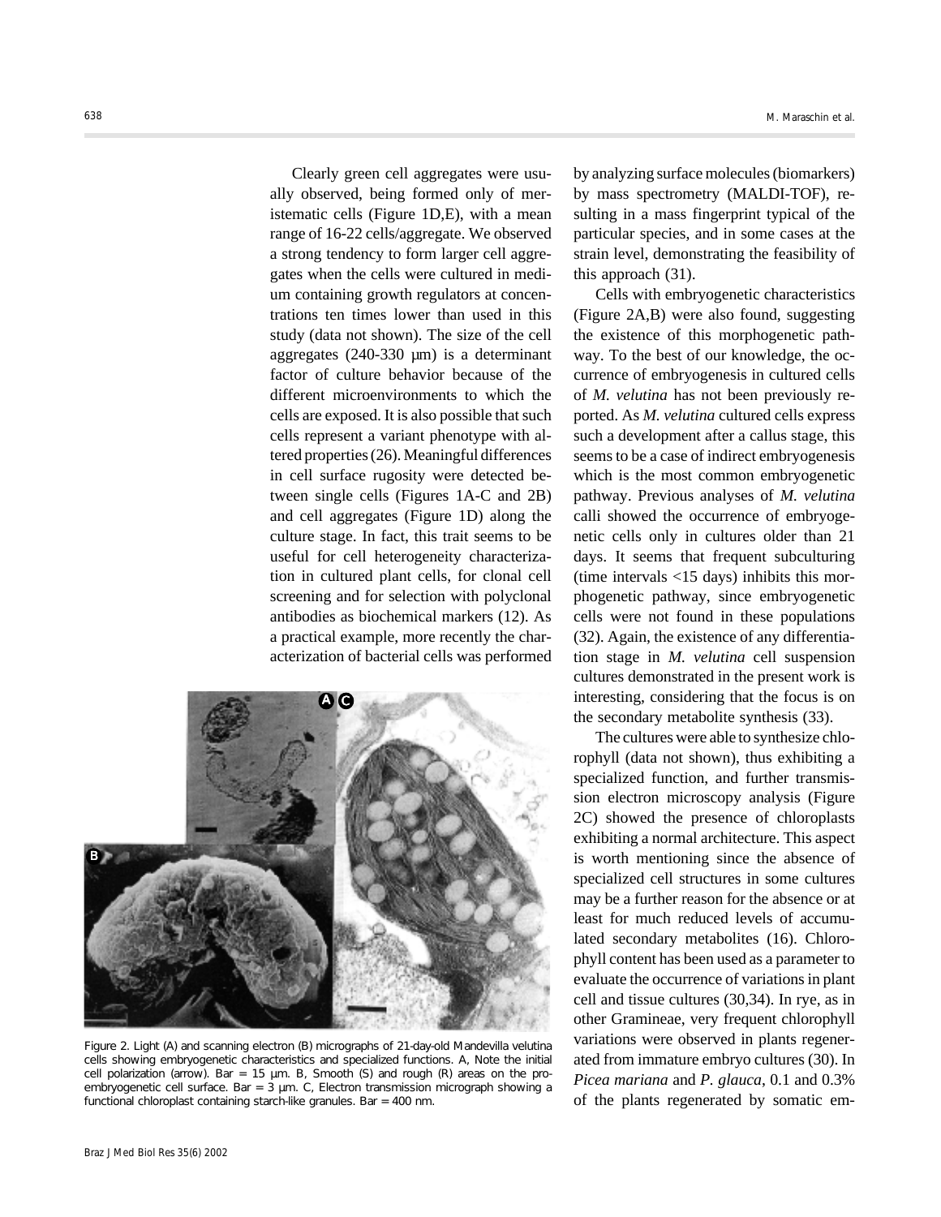Clearly green cell aggregates were usually observed, being formed only of meristematic cells (Figure 1D,E), with a mean range of 16-22 cells/aggregate. We observed a strong tendency to form larger cell aggregates when the cells were cultured in medium containing growth regulators at concentrations ten times lower than used in this study (data not shown). The size of the cell aggregates (240-330 µm) is a determinant factor of culture behavior because of the different microenvironments to which the cells are exposed. It is also possible that such cells represent a variant phenotype with altered properties (26). Meaningful differences in cell surface rugosity were detected between single cells (Figures 1A-C and 2B) and cell aggregates (Figure 1D) along the culture stage. In fact, this trait seems to be useful for cell heterogeneity characterization in cultured plant cells, for clonal cell screening and for selection with polyclonal antibodies as biochemical markers (12). As a practical example, more recently the characterization of bacterial cells was performed by analyzing surface molecules (biomarkers) by mass spectrometry (MALDI-TOF), resulting in a mass fingerprint typical of the particular species, and in some cases at the strain level, demonstrating the feasibility of this approach (31).

Figure 2. Light (A) and scanning electron (B) micrographs of 21-day-old Mandevilla velutina cells showing embryogenetic characteristics and specialized functions. A, Note the initial cell polarization (arrow). Bar = 15 µm. B, Smooth (S) and rough (R) areas on the pro-embryogenetic cell surface. Bar = 3 µm. C, Electron transmission micrograph showing a functional chloroplast containing starch-like granules. Bar = 400 nm.

Cells with embryogenetic characteristics (Figure 2A,B) were also found, suggesting the existence of this morphogenetic pathway. To the best of our knowledge, the occurrence of embryogenesis in cultured cells of *M. velutina* has not been previously reported. As *M. velutina* cultured cells express such a development after a callus stage, this seems to be a case of indirect embryogenesis which is the most common embryogenetic pathway. Previous analyses of *M. velutina* calli showed the occurrence of embryogenetic cells only in cultures older than 21 days. It seems that frequent subculturing (time intervals <15 days) inhibits this morphogenetic pathway, since embryogenetic cells were not found in these populations (32). Again, the existence of any differentiation stage in *M. velutina* cell suspension cultures demonstrated in the present work is interesting, considering that the focus is on the secondary metabolite synthesis (33).

The cultures were able to synthesize chlorophyll (data not shown), thus exhibiting a specialized function, and further transmission electron microscopy analysis (Figure 2C) showed the presence of chloroplasts exhibiting a normal architecture. This aspect is worth mentioning since the absence of specialized cell structures in some cultures may be a further reason for the absence or at least for much reduced levels of accumulated secondary metabolites (16). Chlorophyll content has been used as a parameter to evaluate the occurrence of variations in plant cell and tissue cultures (30,34). In rye, as in other Gramineae, very frequent chlorophyll variations were observed in plants regenerated from immature embryo cultures (30). In *Picea mariana* and *P. glauca*, 0.1 and 0.3% of the plants regenerated by somatic em-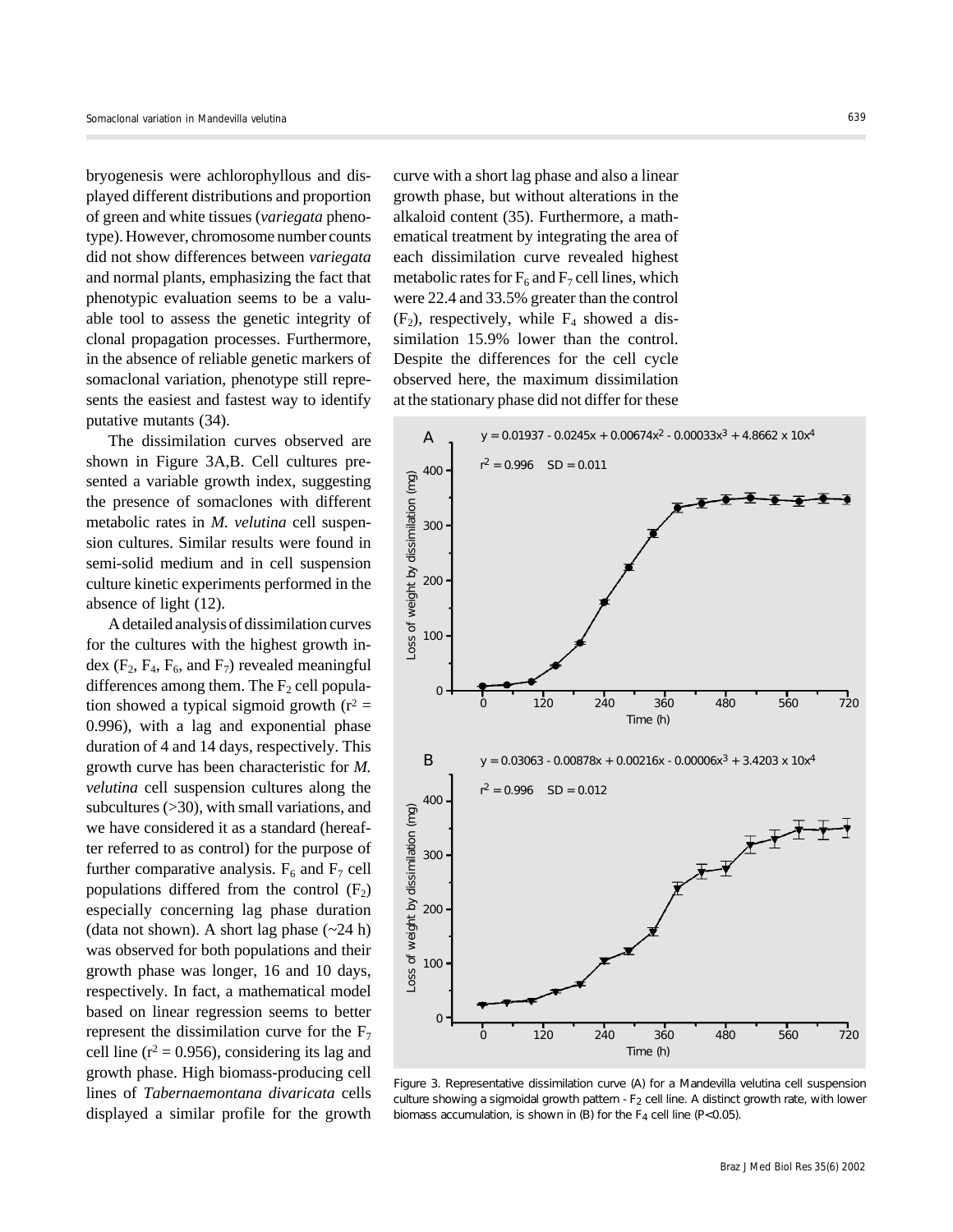bryogenesis were achlorophyllous and displayed different distributions and proportion of green and white tissues (*variegata* phenotype). However, chromosome number counts did not show differences between *variegata* and normal plants, emphasizing the fact that phenotypic evaluation seems to be a valuable tool to assess the genetic integrity of clonal propagation processes. Furthermore, in the absence of reliable genetic markers of somaclonal variation, phenotype still represents the easiest and fastest way to identify putative mutants (34).

The dissimilation curves observed are shown in Figure 3A,B. Cell cultures presented a variable growth index, suggesting the presence of somaclones with different metabolic rates in *M. velutina* cell suspension cultures. Similar results were found in semi-solid medium and in cell suspension culture kinetic experiments performed in the absence of light (12).

A detailed analysis of dissimilation curves for the cultures with the highest growth index ($F_2$, $F_4$, $F_6$, and $F_7$) revealed meaningful differences among them. The $F_2$ cell population showed a typical sigmoid growth ($r^2$ = 0.996), with a lag and exponential phase duration of 4 and 14 days, respectively. This growth curve has been characteristic for *M. velutina* cell suspension cultures along the subcultures (>30), with small variations, and we have considered it as a standard (hereafter referred to as control) for the purpose of further comparative analysis. $F_6$ and $F_7$ cell populations differed from the control ($F_2$) especially concerning lag phase duration (data not shown). A short lag phase (~24 h) was observed for both populations and their growth phase was longer, 16 and 10 days, respectively. In fact, a mathematical model based on linear regression seems to better represent the dissimilation curve for the $F_7$ cell line ($r^2$ = 0.956), considering its lag and growth phase. High biomass-producing cell lines of *Tabernaemontana divaricata* cells displayed a similar profile for the growth curve with a short lag phase and also a linear growth phase, but without alterations in the alkaloid content (35). Furthermore, a mathematical treatment by integrating the area of each dissimilation curve revealed highest metabolic rates for $F_6$ and $F_7$ cell lines, which were 22.4 and 33.5% greater than the control ($F_2$), respectively, while $F_4$ showed a dissimilation 15.9% lower than the control. Despite the differences for the cell cycle observed here, the maximum dissimilation at the stationary phase did not differ for these

Figure 3. Representative dissimilation curve (A) for a Mandevilla velutina cell suspension culture showing a sigmoidal growth pattern - $F_2$ cell line. A distinct growth rate, with lower biomass accumulation, is shown in (B) for the $F_4$ cell line (P<0.05).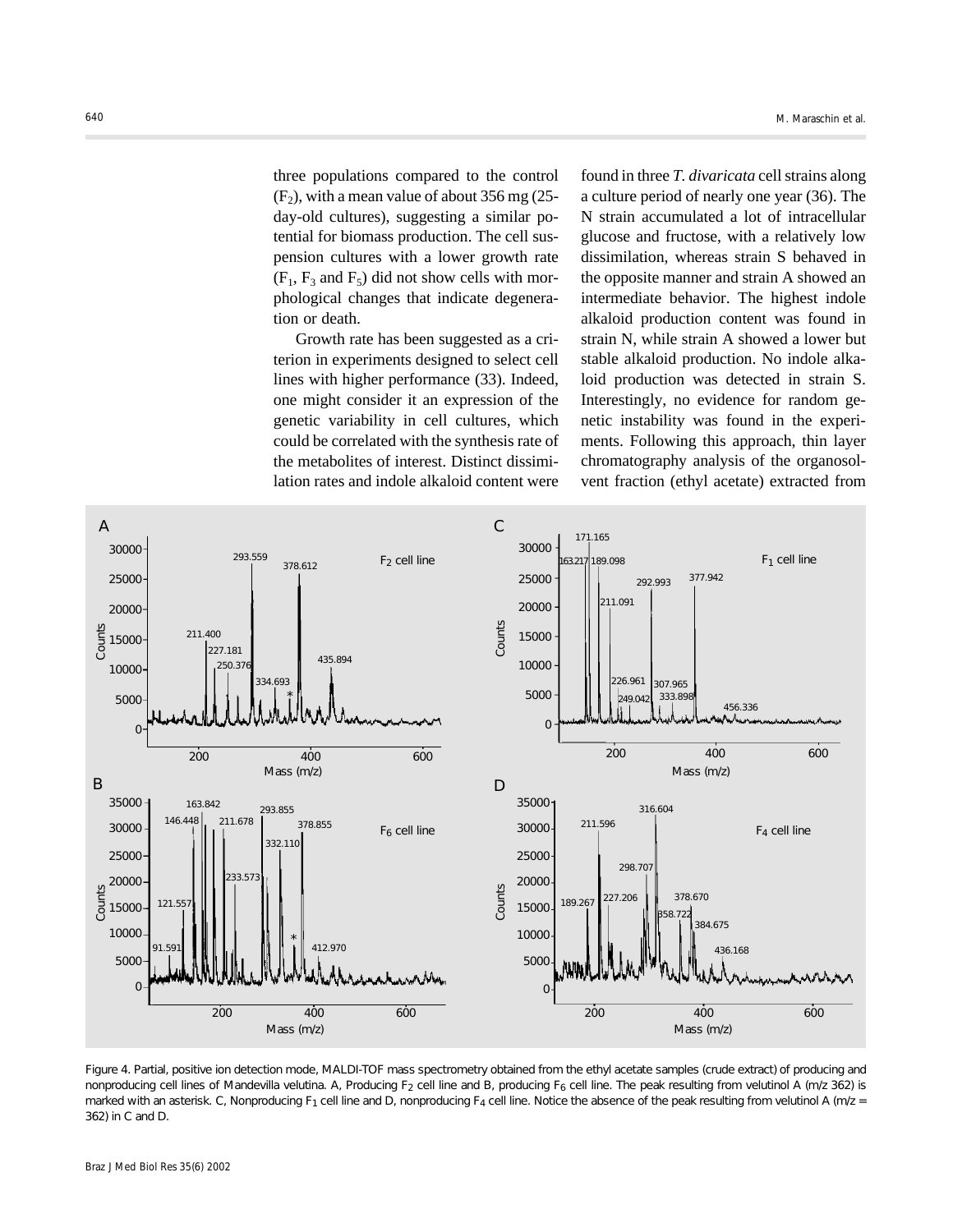three populations compared to the control ($F_2$), with a mean value of about 356 mg (25-day-old cultures), suggesting a similar potential for biomass production. The cell suspension cultures with a lower growth rate ($F_1$, $F_3$ and $F_5$) did not show cells with morphological changes that indicate degeneration or death.

Growth rate has been suggested as a criterion in experiments designed to select cell lines with higher performance (33). Indeed, one might consider it an expression of the genetic variability in cell cultures, which could be correlated with the synthesis rate of the metabolites of interest. Distinct dissimilation rates and indole alkaloid content were found in three *T. divaricata* cell strains along a culture period of nearly one year (36). The N strain accumulated a lot of intracellular glucose and fructose, with a relatively low dissimilation, whereas strain S behaved in the opposite manner and strain A showed an intermediate behavior. The highest indole alkaloid production content was found in strain N, while strain A showed a lower but stable alkaloid production. No indole alkaloid production was detected in strain S. Interestingly, no evidence for random genetic instability was found in the experiments. Following this approach, thin layer chromatography analysis of the organosolvent fraction (ethyl acetate) extracted from

Figure 4. Partial, positive ion detection mode, MALDI-TOF mass spectrometry obtained from the ethyl acetate samples (crude extract) of producing and nonproducing cell lines of Mandevilla velutina. A, Producing $F_2$ cell line and B, producing $F_6$ cell line. The peak resulting from velutinol A (m/z 362) is marked with an asterisk. C, Nonproducing $F_1$ cell line and D, nonproducing $F_4$ cell line. Notice the absence of the peak resulting from velutinol A (m/z = 362) in C and D.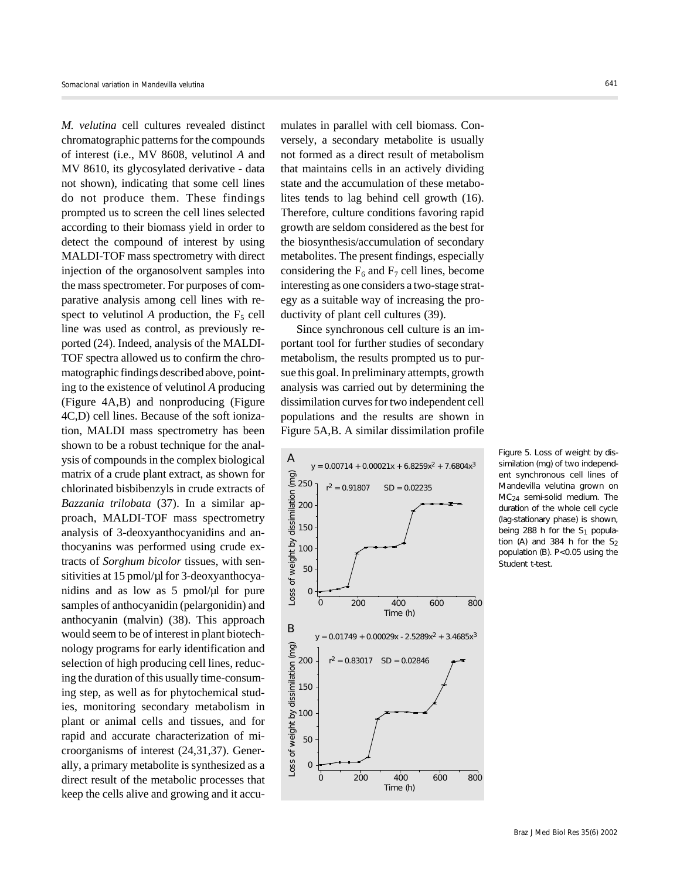*M. velutina* cell cultures revealed distinct chromatographic patterns for the compounds of interest (i.e., MV 8608, velutinol *A* and MV 8610, its glycosylated derivative - data not shown), indicating that some cell lines do not produce them. These findings prompted us to screen the cell lines selected according to their biomass yield in order to detect the compound of interest by using MALDI-TOF mass spectrometry with direct injection of the organosolvent samples into the mass spectrometer. For purposes of comparative analysis among cell lines with respect to velutinol *A* production, the $F_5$ cell line was used as control, as previously reported (24). Indeed, analysis of the MALDI-TOF spectra allowed us to confirm the chromatographic findings described above, pointing to the existence of velutinol *A* producing (Figure 4A,B) and nonproducing (Figure 4C,D) cell lines. Because of the soft ionization, MALDI mass spectrometry has been shown to be a robust technique for the analysis of compounds in the complex biological matrix of a crude plant extract, as shown for chlorinated bisbibenzyls in crude extracts of *Bazzania trilobata* (37). In a similar approach, MALDI-TOF mass spectrometry analysis of 3-deoxyanthocyanidins and anthocyanins was performed using crude extracts of *Sorghum bicolor* tissues, with sensitivities at 15 pmol/µl for 3-deoxyanthocyanidins and as low as 5 pmol/µl for pure samples of anthocyanidin (pelargonidin) and anthocyanin (malvin) (38). This approach would seem to be of interest in plant biotechnology programs for early identification and selection of high producing cell lines, reducing the duration of this usually time-consuming step, as well as for phytochemical studies, monitoring secondary metabolism in plant or animal cells and tissues, and for rapid and accurate characterization of microorganisms of interest (24,31,37). Generally, a primary metabolite is synthesized as a direct result of the metabolic processes that keep the cells alive and growing and it accumulates in parallel with cell biomass. Conversely, a secondary metabolite is usually not formed as a direct result of metabolism that maintains cells in an actively dividing state and the accumulation of these metabolites tends to lag behind cell growth (16). Therefore, culture conditions favoring rapid growth are seldom considered as the best for the biosynthesis/accumulation of secondary metabolites. The present findings, especially considering the $F_6$ and $F_7$ cell lines, become interesting as one considers a two-stage strategy as a suitable way of increasing the productivity of plant cell cultures (39).

Since synchronous cell culture is an important tool for further studies of secondary metabolism, the results prompted us to pursue this goal. In preliminary attempts, growth analysis was carried out by determining the dissimilation curves for two independent cell populations and the results are shown in Figure 5A,B. A similar dissimilation profile

Figure 5. Loss of weight by dissimilation (mg) of two independent synchronous cell lines of Mandevilla velutina grown on $MC_{24}$ semi-solid medium. The duration of the whole cell cycle (lag-stationary phase) is shown, being 288 h for the $S_1$ population (A) and 384 h for the $S_2$ population (B). P<0.05 using the Student t-test.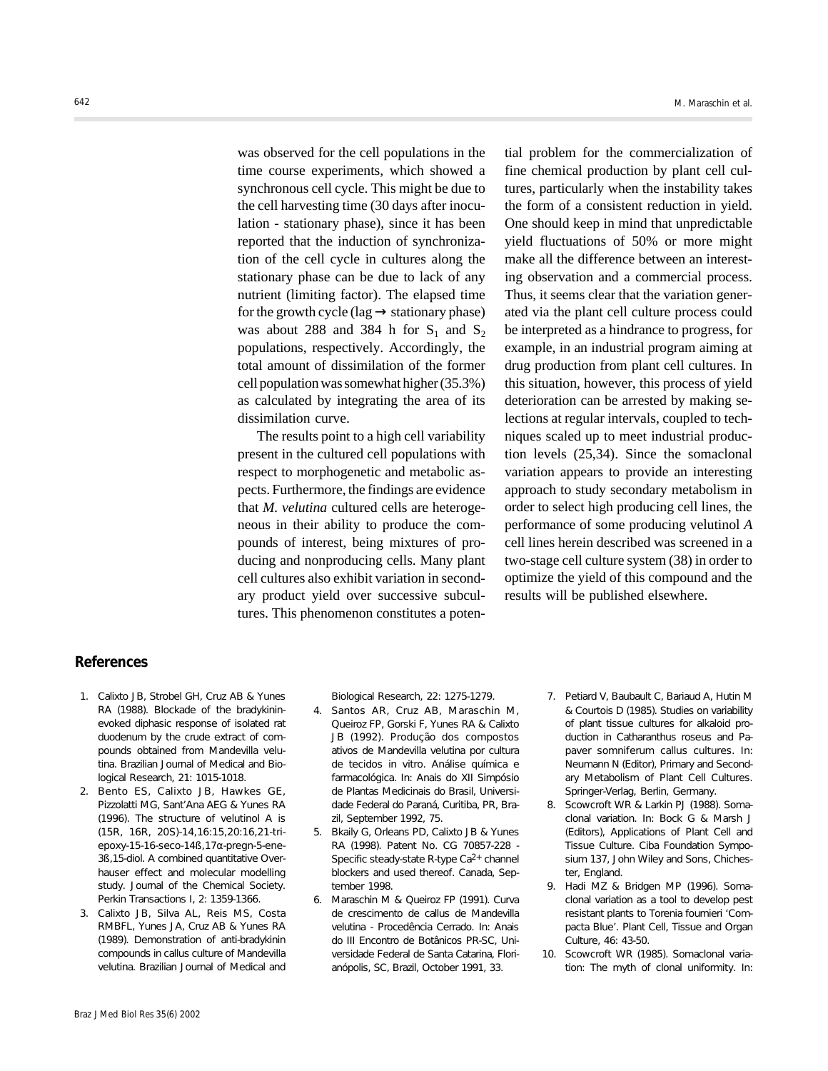was observed for the cell populations in the time course experiments, which showed a synchronous cell cycle. This might be due to the cell harvesting time (30 days after inoculation - stationary phase), since it has been reported that the induction of synchronization of the cell cycle in cultures along the stationary phase can be due to lack of any nutrient (limiting factor). The elapsed time for the growth cycle (lag → stationary phase) was about 288 and 384 h for $S_1$ and $S_2$ populations, respectively. Accordingly, the total amount of dissimilation of the former cell population was somewhat higher (35.3%) as calculated by integrating the area of its dissimilation curve.

The results point to a high cell variability present in the cultured cell populations with respect to morphogenetic and metabolic aspects. Furthermore, the findings are evidence that *M. velutina* cultured cells are heterogeneous in their ability to produce the compounds of interest, being mixtures of producing and nonproducing cells. Many plant cell cultures also exhibit variation in secondary product yield over successive subcultures. This phenomenon constitutes a potential problem for the commercialization of fine chemical production by plant cell cultures, particularly when the instability takes the form of a consistent reduction in yield. One should keep in mind that unpredictable yield fluctuations of 50% or more might make all the difference between an interesting observation and a commercial process. Thus, it seems clear that the variation generated via the plant cell culture process could be interpreted as a hindrance to progress, for example, in an industrial program aiming at drug production from plant cell cultures. In this situation, however, this process of yield deterioration can be arrested by making selections at regular intervals, coupled to techniques scaled up to meet industrial production levels (25,34). Since the somaclonal variation appears to provide an interesting approach to study secondary metabolism in order to select high producing cell lines, the performance of some producing velutinol *A* cell lines herein described was screened in a two-stage cell culture system (38) in order to optimize the yield of this compound and the results will be published elsewhere.

## References

1. Calixto JB, Strobel GH, Cruz AB & Yunes RA (1988). Blockade of the bradykinin-evoked diphasic response of isolated rat duodenum by the crude extract of compounds obtained from Mandevilla velutina. Brazilian Journal of Medical and Biological Research, 21: 1015-1018.
2. Bento ES, Calixto JB, Hawkes GE, Pizzolatti MG, Sant'Ana AEG & Yunes RA (1996). The structure of velutinol A is (15R, 16R, 20S)-14,16:15,20:16,21-triepoxy-15-16-seco-14ß,17α-pregn-5-ene-3ß,15-diol. A combined quantitative Overhauser effect and molecular modelling study. Journal of the Chemical Society. Perkin Transactions I, 2: 1359-1366.
3. Calixto JB, Silva AL, Reis MS, Costa RMBFL, Yunes JA, Cruz AB & Yunes RA (1989). Demonstration of anti-bradykinin compounds in callus culture of Mandevilla velutina. Brazilian Journal of Medical and Biological Research, 22: 1275-1279.
4. Santos AR, Cruz AB, Maraschin M, Queiroz FP, Gorski F, Yunes RA & Calixto JB (1992). Produção dos compostos ativos de Mandevilla velutina por cultura de tecidos in vitro. Análise química e farmacológica. In: Anais do XII Simpósio de Plantas Medicinais do Brasil, Universidade Federal do Paraná, Curitiba, PR, Brazil, September 1992, 75.
5. Bkaily G, Orleans PD, Calixto JB & Yunes RA (1998). Patent No. CG 70857-228 - Specific steady-state R-type $Ca^{2+}$ channel blockers and used thereof. Canada, September 1998.
6. Maraschin M & Queiroz FP (1991). Curva de crescimento de callus de Mandevilla velutina - Procedência Cerrado. In: Anais do III Encontro de Botânicos PR-SC, Universidade Federal de Santa Catarina, Florianópolis, SC, Brazil, October 1991, 33.
7. Petiard V, Baubault C, Bariaud A, Hutin M & Courtois D (1985). Studies on variability of plant tissue cultures for alkaloid production in Catharanthus roseus and Papaver somniferum callus cultures. In: Neumann N (Editor), Primary and Secondary Metabolism of Plant Cell Cultures. Springer-Verlag, Berlin, Germany.
8. Scowcroft WR & Larkin PJ (1988). Somaclonal variation. In: Bock G & Marsh J (Editors), Applications of Plant Cell and Tissue Culture. Ciba Foundation Symposium 137, John Wiley and Sons, Chichester, England.
9. Hadi MZ & Bridgen MP (1996). Somaclonal variation as a tool to develop pest resistant plants to Torenia fournieri 'Compacta Blue'. Plant Cell, Tissue and Organ Culture, 46: 43-50.
10. Scowcroft WR (1985). Somaclonal variation: The myth of clonal uniformity. In: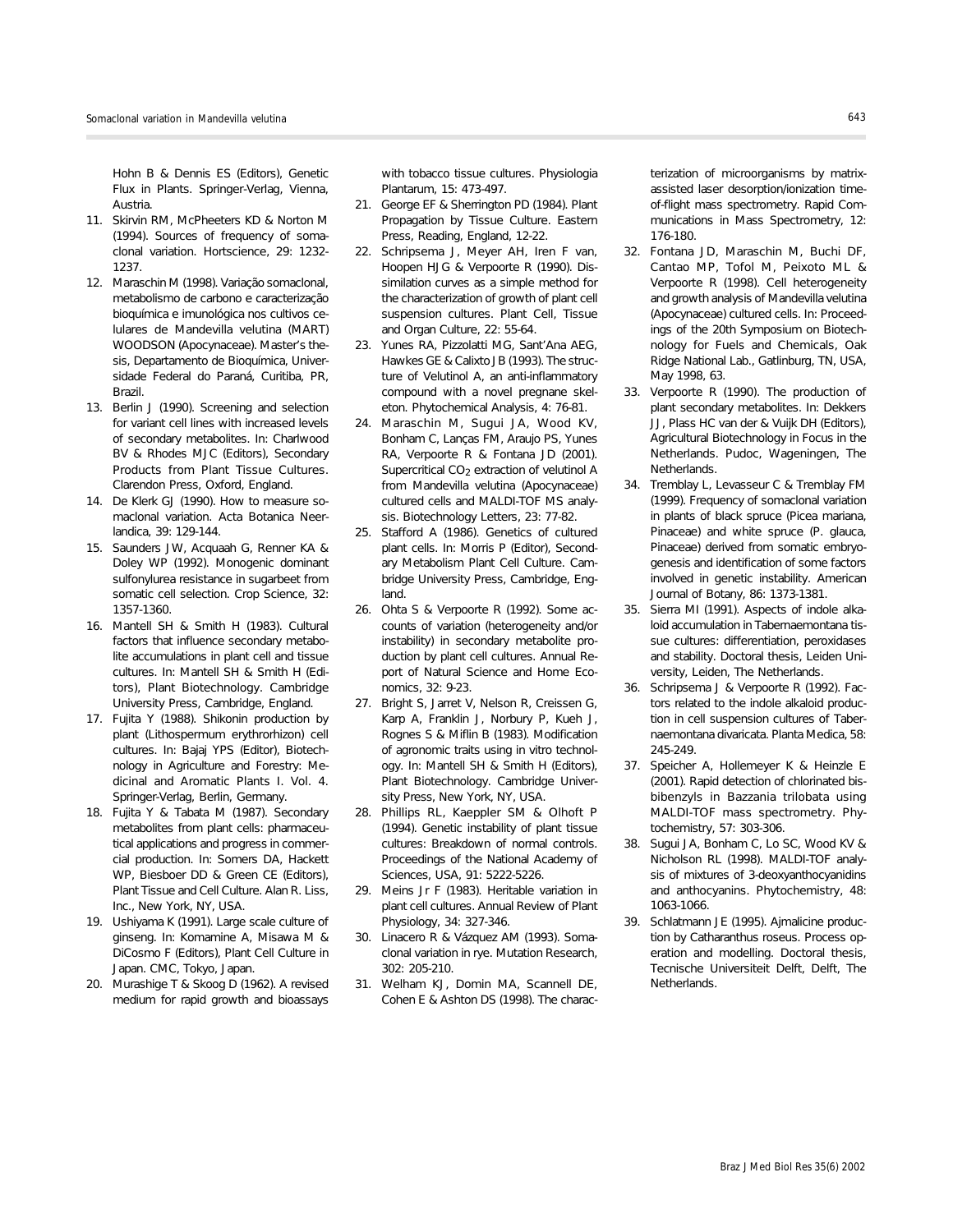Hohn B & Dennis ES (Editors), Genetic Flux in Plants. Springer-Verlag, Vienna, Austria.

11. Skirvin RM, McPheeters KD & Norton M (1994). Sources of frequency of somaclonal variation. Hortscience, 29: 1232-1237.
12. Maraschin M (1998). Variação somaclonal, metabolismo de carbono e caracterização bioquímica e imunológica nos cultivos celulares de Mandevilla velutina (MART) WOODSON (Apocynaceae). Master's thesis, Departamento de Bioquímica, Universidade Federal do Paraná, Curitiba, PR, Brazil.
13. Berlin J (1990). Screening and selection for variant cell lines with increased levels of secondary metabolites. In: Charlwood BV & Rhodes MJC (Editors), Secondary Products from Plant Tissue Cultures. Clarendon Press, Oxford, England.
14. De Klerk GJ (1990). How to measure somaclonal variation. Acta Botanica Neerlandica, 39: 129-144.
15. Saunders JW, Acquaah G, Renner KA & Doley WP (1992). Monogenic dominant sulfonylurea resistance in sugarbeet from somatic cell selection. Crop Science, 32: 1357-1360.
16. Mantell SH & Smith H (1983). Cultural factors that influence secondary metabolite accumulations in plant cell and tissue cultures. In: Mantell SH & Smith H (Editors), Plant Biotechnology. Cambridge University Press, Cambridge, England.
17. Fujita Y (1988). Shikonin production by plant (Lithospermum erythrorhizon) cell cultures. In: Bajaj YPS (Editor), Biotechnology in Agriculture and Forestry: Medicinal and Aromatic Plants I. Vol. 4. Springer-Verlag, Berlin, Germany.
18. Fujita Y & Tabata M (1987). Secondary metabolites from plant cells: pharmaceutical applications and progress in commercial production. In: Somers DA, Hackett WP, Biesboer DD & Green CE (Editors), Plant Tissue and Cell Culture. Alan R. Liss, Inc., New York, NY, USA.
19. Ushiyama K (1991). Large scale culture of ginseng. In: Komamine A, Misawa M & DiCosmo F (Editors), Plant Cell Culture in Japan. CMC, Tokyo, Japan.
20. Murashige T & Skoog D (1962). A revised medium for rapid growth and bioassays with tobacco tissue cultures. Physiologia Plantarum, 15: 473-497.
21. George EF & Sherrington PD (1984). Plant Propagation by Tissue Culture. Eastern Press, Reading, England, 12-22.
22. Schripsema J, Meyer AH, Iren F van, Hoopen HJG & Verpoorte R (1990). Dissimilation curves as a simple method for the characterization of growth of plant cell suspension cultures. Plant Cell, Tissue and Organ Culture, 22: 55-64.
23. Yunes RA, Pizzolatti MG, Sant'Ana AEG, Hawkes GE & Calixto JB (1993). The structure of Velutinol A, an anti-inflammatory compound with a novel pregnane skeleton. Phytochemical Analysis, 4: 76-81.
24. Maraschin M, Sugui JA, Wood KV, Bonham C, Lanças FM, Araujo PS, Yunes RA, Verpoorte R & Fontana JD (2001). Supercritical $CO_2$ extraction of velutinol A from Mandevilla velutina (Apocynaceae) cultured cells and MALDI-TOF MS analysis. Biotechnology Letters, 23: 77-82.
25. Stafford A (1986). Genetics of cultured plant cells. In: Morris P (Editor), Secondary Metabolism Plant Cell Culture. Cambridge University Press, Cambridge, England.
26. Ohta S & Verpoorte R (1992). Some accounts of variation (heterogeneity and/or instability) in secondary metabolite production by plant cell cultures. Annual Report of Natural Science and Home Economics, 32: 9-23.
27. Bright S, Jarret V, Nelson R, Creissen G, Karp A, Franklin J, Norbury P, Kueh J, Rognes S & Miflin B (1983). Modification of agronomic traits using in vitro technology. In: Mantell SH & Smith H (Editors), Plant Biotechnology. Cambridge University Press, New York, NY, USA.
28. Phillips RL, Kaeppler SM & Olhoft P (1994). Genetic instability of plant tissue cultures: Breakdown of normal controls. Proceedings of the National Academy of Sciences, USA, 91: 5222-5226.
29. Meins Jr F (1983). Heritable variation in plant cell cultures. Annual Review of Plant Physiology, 34: 327-346.
30. Linacero R & Vázquez AM (1993). Somaclonal variation in rye. Mutation Research, 302: 205-210.
31. Welham KJ, Domin MA, Scannell DE, Cohen E & Ashton DS (1998). The characterization of microorganisms by matrix-assisted laser desorption/ionization time-of-flight mass spectrometry. Rapid Communications in Mass Spectrometry, 12: 176-180.
32. Fontana JD, Maraschin M, Buchi DF, Cantao MP, Tofol M, Peixoto ML & Verpoorte R (1998). Cell heterogeneity and growth analysis of Mandevilla velutina (Apocynaceae) cultured cells. In: Proceedings of the 20th Symposium on Biotechnology for Fuels and Chemicals, Oak Ridge National Lab., Gatlinburg, TN, USA, May 1998, 63.
33. Verpoorte R (1990). The production of plant secondary metabolites. In: Dekkers JJ, Plass HC van der & Vuijk DH (Editors), Agricultural Biotechnology in Focus in the Netherlands. Pudoc, Wageningen, The Netherlands.
34. Tremblay L, Levasseur C & Tremblay FM (1999). Frequency of somaclonal variation in plants of black spruce (Picea mariana, Pinaceae) and white spruce (P. glauca, Pinaceae) derived from somatic embryogenesis and identification of some factors involved in genetic instability. American Journal of Botany, 86: 1373-1381.
35. Sierra MI (1991). Aspects of indole alkaloid accumulation in Tabernaemontana tissue cultures: differentiation, peroxidases and stability. Doctoral thesis, Leiden University, Leiden, The Netherlands.
36. Schripsema J & Verpoorte R (1992). Factors related to the indole alkaloid production in cell suspension cultures of Tabernaemontana divaricata. Planta Medica, 58: 245-249.
37. Speicher A, Hollemeyer K & Heinzle E (2001). Rapid detection of chlorinated bisbibenzyls in Bazzania trilobata using MALDI-TOF mass spectrometry. Phytochemistry, 57: 303-306.
38. Sugui JA, Bonham C, Lo SC, Wood KV & Nicholson RL (1998). MALDI-TOF analysis of mixtures of 3-deoxyanthocyanidins and anthocyanins. Phytochemistry, 48: 1063-1066.
39. Schlatmann JE (1995). Ajmalicine production by Catharanthus roseus. Process operation and modelling. Doctoral thesis, Tecnische Universiteit Delft, Delft, The Netherlands.